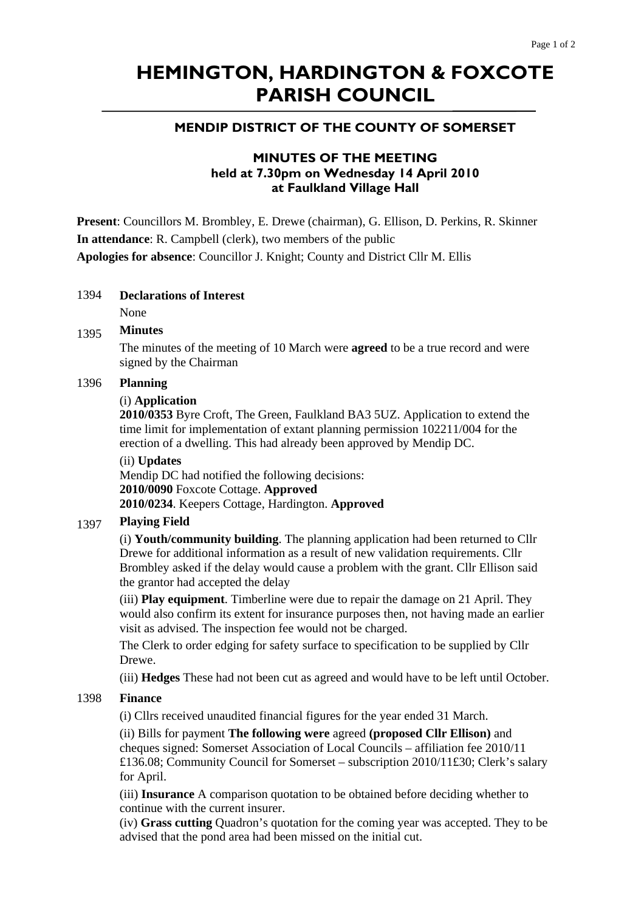# HEMINGTON, HARDINGTON & FOXCOTE PARISH COUNCIL

## MENDIP DISTRICT OF THE COUNTY OF SOMERSET

### MINUTES OF THE MEETING
### held at 7.30pm on Wednesday 14 April 2010
### at Faulkland Village Hall

**Present**: Councillors M. Brombley, E. Drewe (chairman), G. Ellison, D. Perkins, R. Skinner

**In attendance**: R. Campbell (clerk), two members of the public

**Apologies for absence**: Councillor J. Knight; County and District Cllr M. Ellis

1394 **Declarations of Interest**

None

1395 **Minutes**

The minutes of the meeting of 10 March were **agreed** to be a true record and were signed by the Chairman

1396 **Planning**

(i) **Application**

**2010/0353** Byre Croft, The Green, Faulkland BA3 5UZ. Application to extend the time limit for implementation of extant planning permission 102211/004 for the erection of a dwelling. This had already been approved by Mendip DC.

(ii) **Updates**

Mendip DC had notified the following decisions:

**2010/0090** Foxcote Cottage. **Approved**

**2010/0234**. Keepers Cottage, Hardington. **Approved**

1397 **Playing Field**

(i) **Youth/community building**. The planning application had been returned to Cllr Drewe for additional information as a result of new validation requirements. Cllr Brombley asked if the delay would cause a problem with the grant. Cllr Ellison said the grantor had accepted the delay

(iii) **Play equipment**. Timberline were due to repair the damage on 21 April. They would also confirm its extent for insurance purposes then, not having made an earlier visit as advised. The inspection fee would not be charged.

The Clerk to order edging for safety surface to specification to be supplied by Cllr Drewe.

(iii) **Hedges** These had not been cut as agreed and would have to be left until October.

1398 **Finance**

(i) Cllrs received unaudited financial figures for the year ended 31 March.

(ii) Bills for payment **The following were** agreed **(proposed Cllr Ellison)** and cheques signed: Somerset Association of Local Councils – affiliation fee 2010/11 £136.08; Community Council for Somerset – subscription 2010/11£30; Clerk's salary for April.

(iii) **Insurance** A comparison quotation to be obtained before deciding whether to continue with the current insurer.

(iv) **Grass cutting** Quadron's quotation for the coming year was accepted. They to be advised that the pond area had been missed on the initial cut.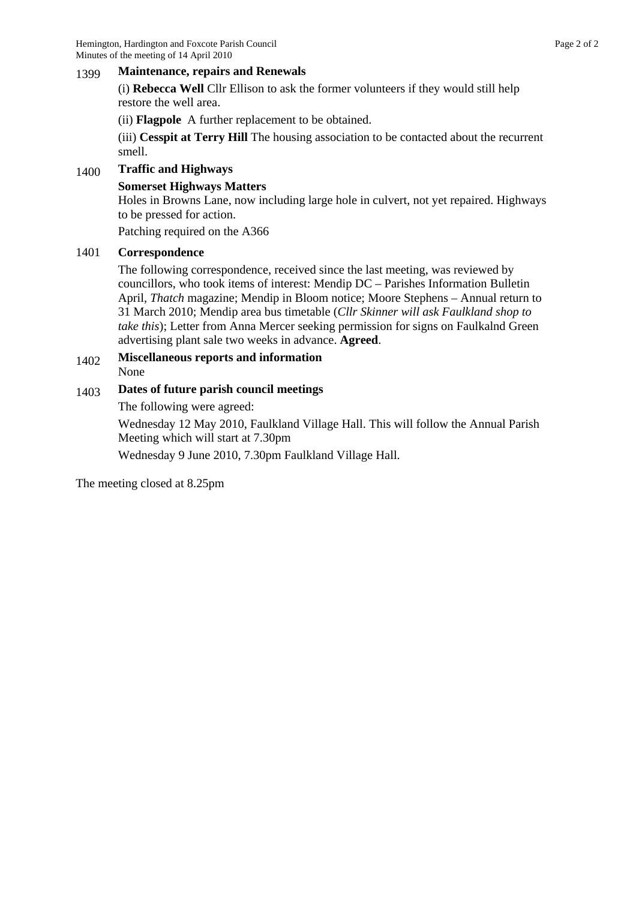1399 **Maintenance, repairs and Renewals**

(i) **Rebecca Well** Cllr Ellison to ask the former volunteers if they would still help restore the well area.

(ii) **Flagpole** A further replacement to be obtained.

(iii) **Cesspit at Terry Hill** The housing association to be contacted about the recurrent smell.

1400 **Traffic and Highways**

**Somerset Highways Matters**

Holes in Browns Lane, now including large hole in culvert, not yet repaired. Highways to be pressed for action.

Patching required on the A366

1401 **Correspondence**

The following correspondence, received since the last meeting, was reviewed by councillors, who took items of interest: Mendip DC – Parishes Information Bulletin April, *Thatch* magazine; Mendip in Bloom notice; Moore Stephens – Annual return to 31 March 2010; Mendip area bus timetable (*Cllr Skinner will ask Faulkland shop to take this*); Letter from Anna Mercer seeking permission for signs on Faulkalnd Green advertising plant sale two weeks in advance. **Agreed**.

1402 **Miscellaneous reports and information**

None

1403 **Dates of future parish council meetings**

The following were agreed:

Wednesday 12 May 2010, Faulkland Village Hall. This will follow the Annual Parish Meeting which will start at 7.30pm

Wednesday 9 June 2010, 7.30pm Faulkland Village Hall.

The meeting closed at 8.25pm